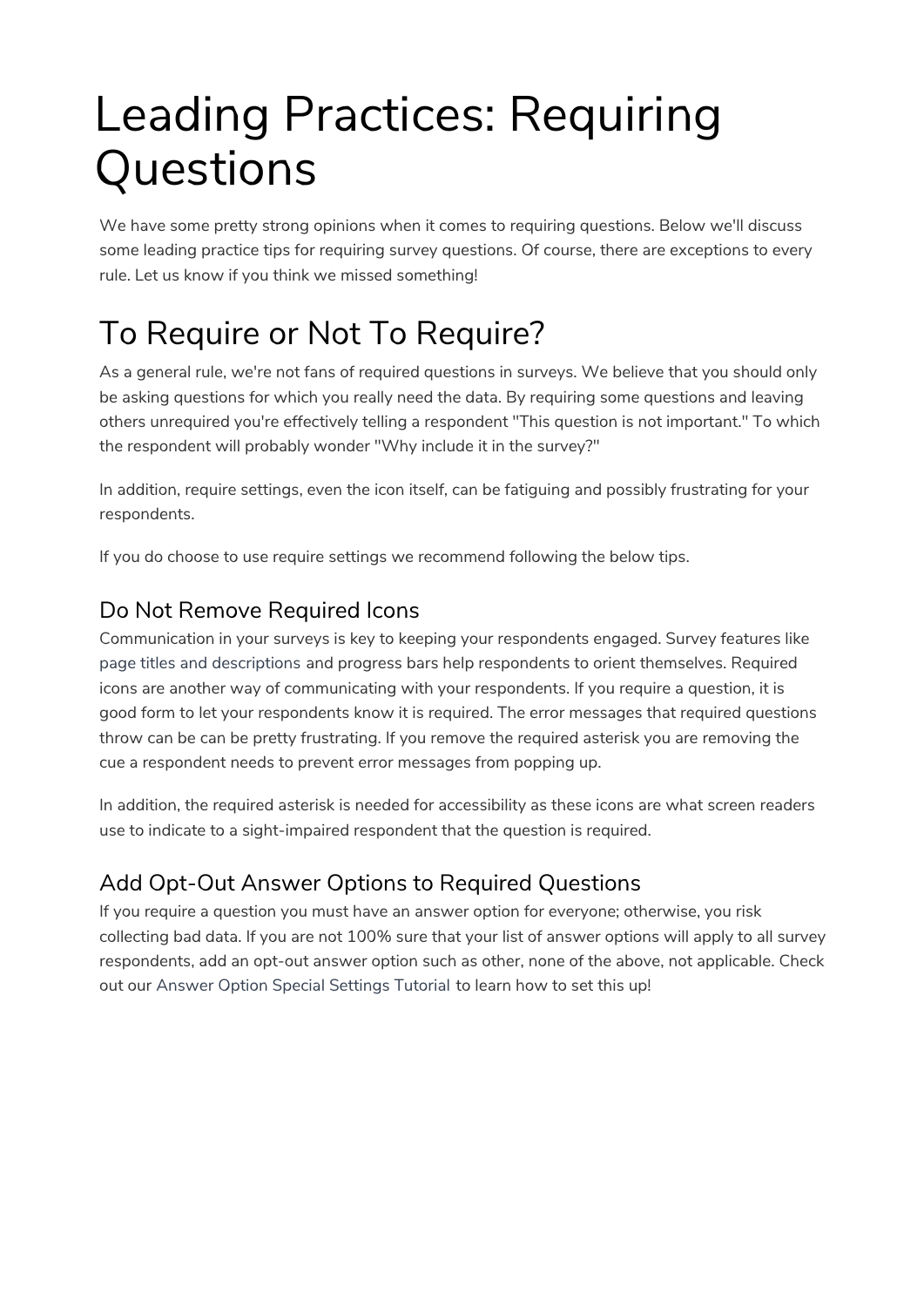# Leading Practices: Requiring Questions

We have some pretty strong opinions when it comes to requiring questions. Below we'll discuss some leading practice tips for requiring survey questions. Of course, there are exceptions to every rule. Let us know if you think we missed something!

## To Require or Not To Require?

As a general rule, we're not fans of required questions in surveys. We believe that you should only be asking questions for which you really need the data. By requiring some questions and leaving others unrequired you're effectively telling a respondent "This question is not important." To which the respondent will probably wonder "Why include it in the survey?"

In addition, require settings, even the icon itself, can be fatiguing and possibly frustrating for your respondents.

If you do choose to use require settings we recommend following the below tips.

### Do Not Remove Required Icons

Communication in your surveys is key to keeping your respondents engaged. Survey features like page titles and descriptions and progress bars help respondents to orient themselves. Required icons are another way of communicating with your respondents. If you require a question, it is good form to let your respondents know it is required. The error messages that required questions throw can be can be pretty frustrating. If you remove the required asterisk you are removing the cue a respondent needs to prevent error messages from popping up.

In addition, the required asterisk is needed for accessibility as these icons are what screen readers use to indicate to a sight-impaired respondent that the question is required.

### Add Opt-Out Answer Options to Required Questions

If you require a question you must have an answer option for everyone; otherwise, you risk collecting bad data. If you are not 100% sure that your list of answer options will apply to all survey respondents, add an opt-out answer option such as other, none of the above, not applicable. Check out our Answer Option Special Settings Tutorial to learn how to set this up!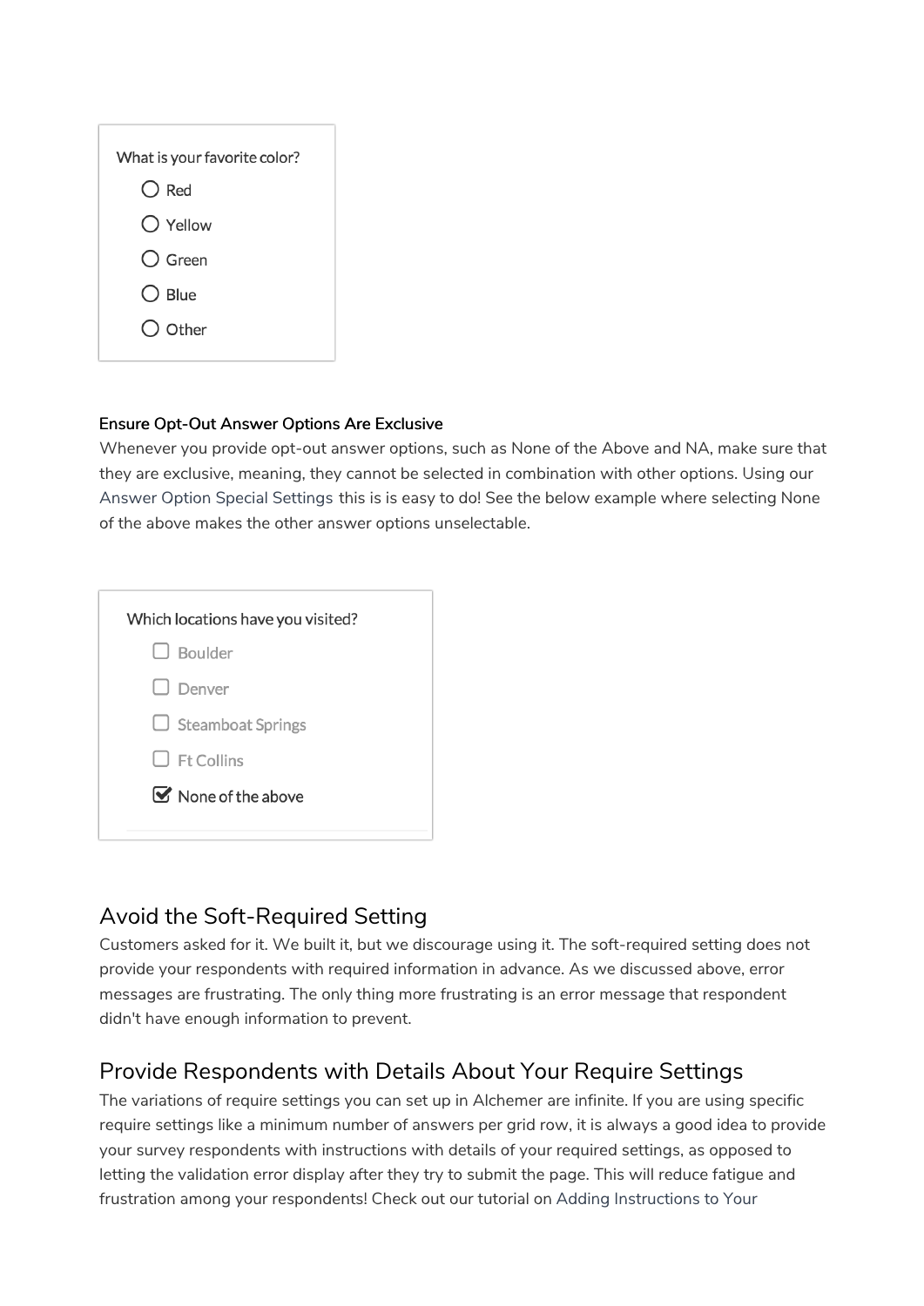What is your favorite color?

- Red
- Yellow
- Green
- Blue
- Other

**Ensure Opt-Out Answer Options Are Exclusive**

Whenever you provide opt-out answer options, such as None of the Above and NA, make sure that they are exclusive, meaning, they cannot be selected in combination with other options. Using our Answer Option Special Settings this is is easy to do! See the below example where selecting None of the above makes the other answer options unselectable.

Which locations have you visited?

- [ ] Boulder
- [ ] Denver
- [ ] Steamboat Springs
- [ ] Ft Collins
- [x] None of the above

## Avoid the Soft-Required Setting

Customers asked for it. We built it, but we discourage using it. The soft-required setting does not provide your respondents with required information in advance. As we discussed above, error messages are frustrating. The only thing more frustrating is an error message that respondent didn't have enough information to prevent.

## Provide Respondents with Details About Your Require Settings

The variations of require settings you can set up in Alchemer are infinite. If you are using specific require settings like a minimum number of answers per grid row, it is always a good idea to provide your survey respondents with instructions with details of your required settings, as opposed to letting the validation error display after they try to submit the page. This will reduce fatigue and frustration among your respondents! Check out our tutorial on Adding Instructions to Your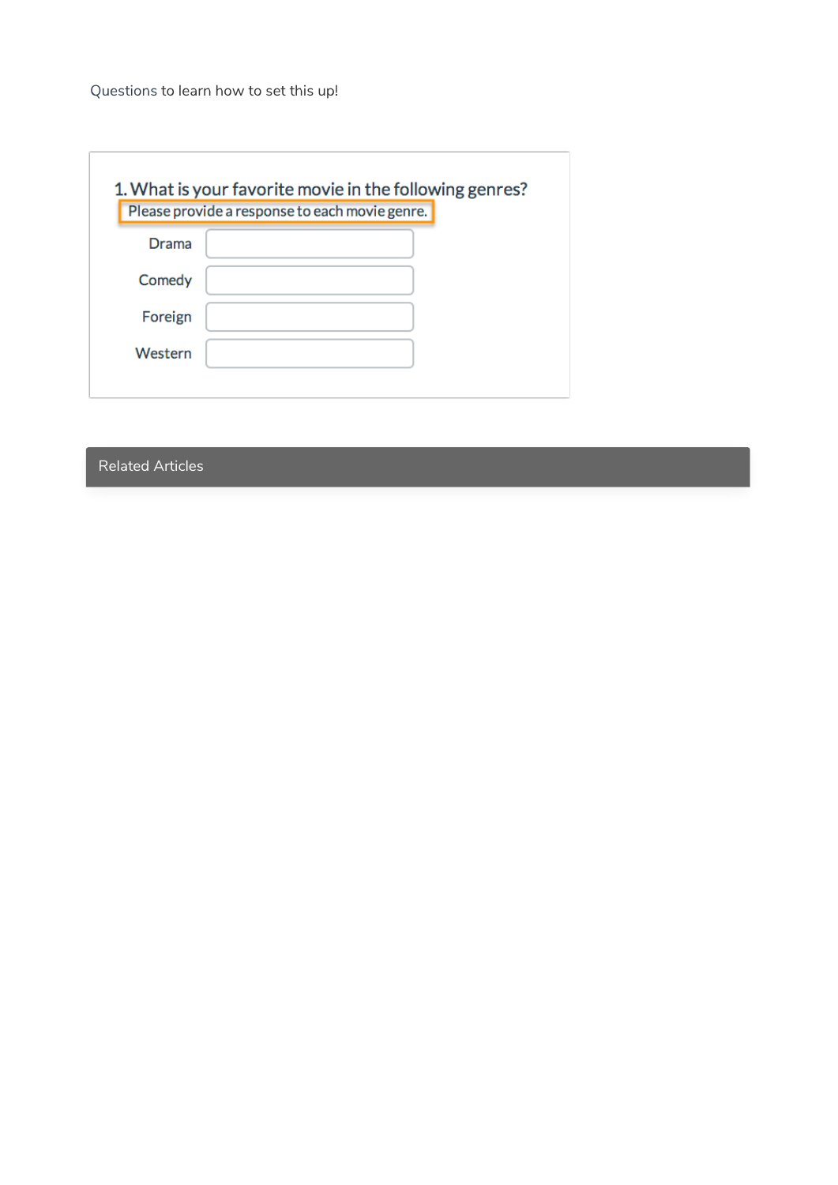Questions to learn how to set this up!

1. What is your favorite movie in the following genres?

Please provide a response to each movie genre.

Drama

Comedy

Foreign

Western

Related Articles